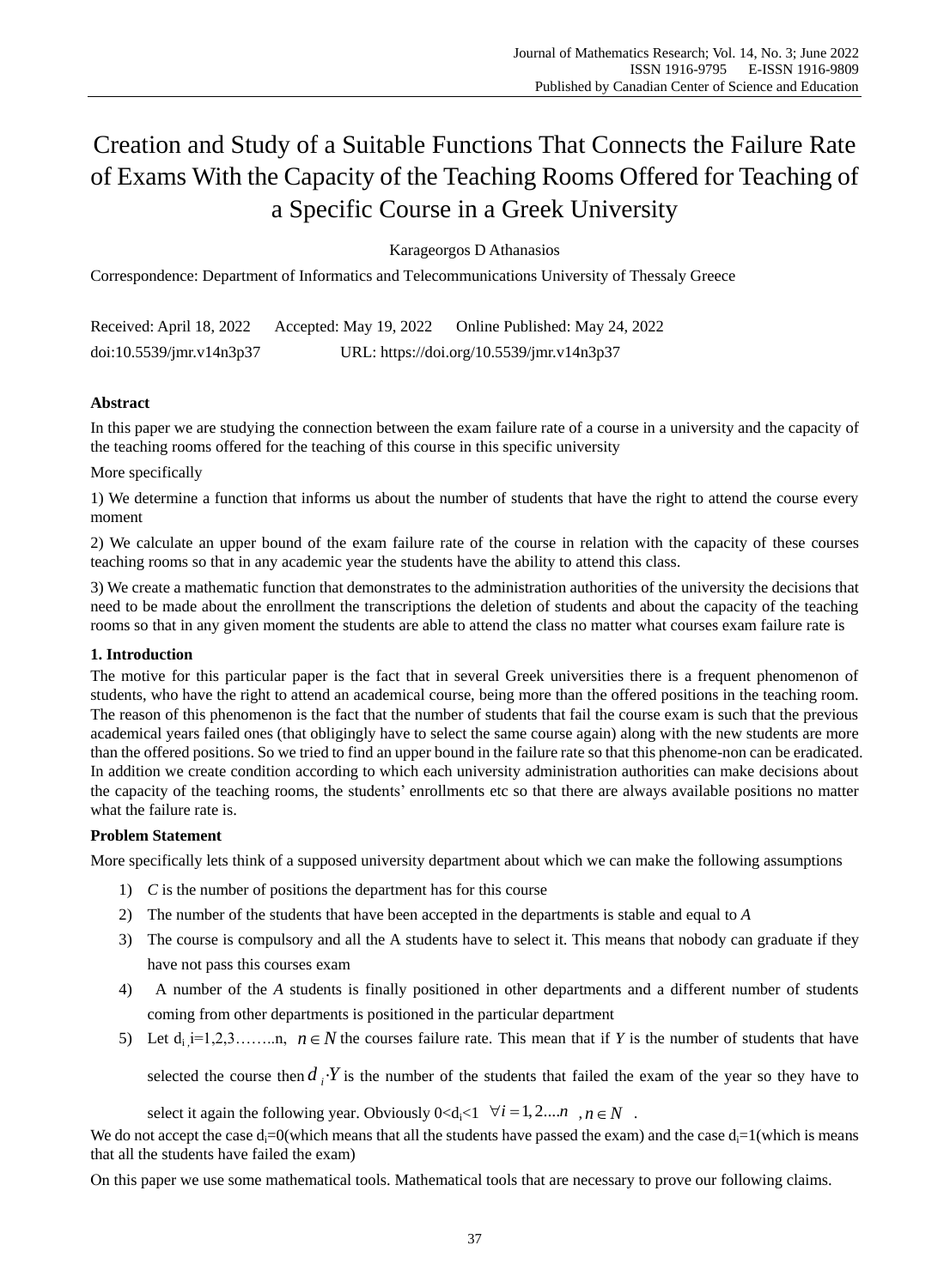# Creation and Study of a Suitable Functions That Connects the Failure Rate of Exams With the Capacity of the Teaching Rooms Offered for Teaching of a Specific Course in a Greek University

Karageorgos D Athanasios

Correspondence: Department of Informatics and Telecommunications University of Thessaly Greece

Received: April 18, 2022 Accepted: May 19, 2022 Online Published: May 24, 2022

doi:10.5539/jmr.v14n3p37 URL: https://doi.org/10.5539/jmr.v14n3p37

**Abstract**

In this paper we are studying the connection between the exam failure rate of a course in a university and the capacity of the teaching rooms offered for the teaching of this course in this specific university

More specifically

1) We determine a function that informs us about the number of students that have the right to attend the course every moment

2) We calculate an upper bound of the exam failure rate of the course in relation with the capacity of these courses teaching rooms so that in any academic year the students have the ability to attend this class.

3) We create a mathematic function that demonstrates to the administration authorities of the university the decisions that need to be made about the enrollment the transcriptions the deletion of students and about the capacity of the teaching rooms so that in any given moment the students are able to attend the class no matter what courses exam failure rate is

## 1. Introduction

The motive for this particular paper is the fact that in several Greek universities there is a frequent phenomenon of students, who have the right to attend an academical course, being more than the offered positions in the teaching room. The reason of this phenomenon is the fact that the number of students that fail the course exam is such that the previous academical years failed ones (that obligingly have to select the same course again) along with the new students are more than the offered positions. So we tried to find an upper bound in the failure rate so that this phenome-non can be eradicated. In addition we create condition according to which each university administration authorities can make decisions about the capacity of the teaching rooms, the students' enrollments etc so that there are always available positions no matter what the failure rate is.

**Problem Statement**

More specifically lets think of a supposed university department about which we can make the following assumptions

1) *C* is the number of positions the department has for this course
2) The number of the students that have been accepted in the departments is stable and equal to *A*
3) The course is compulsory and all the A students have to select it. This means that nobody can graduate if they have not pass this courses exam
4) A number of the *A* students is finally positioned in other departments and a different number of students coming from other departments is positioned in the particular department
5) Let $d_i$ ,i=1,2,3……..n, $n \in N$ the courses failure rate. This mean that if *Y* is the number of students that have selected the course then $d_i \cdot Y$ is the number of the students that failed the exam of the year so they have to select it again the following year. Obviously $0<d_i<1$ $\forall i = 1, 2....n$ , $n \in N$ .

We do not accept the case $d_i=0$(which means that all the students have passed the exam) and the case $d_i=1$(which is means that all the students have failed the exam)

On this paper we use some mathematical tools. Mathematical tools that are necessary to prove our following claims.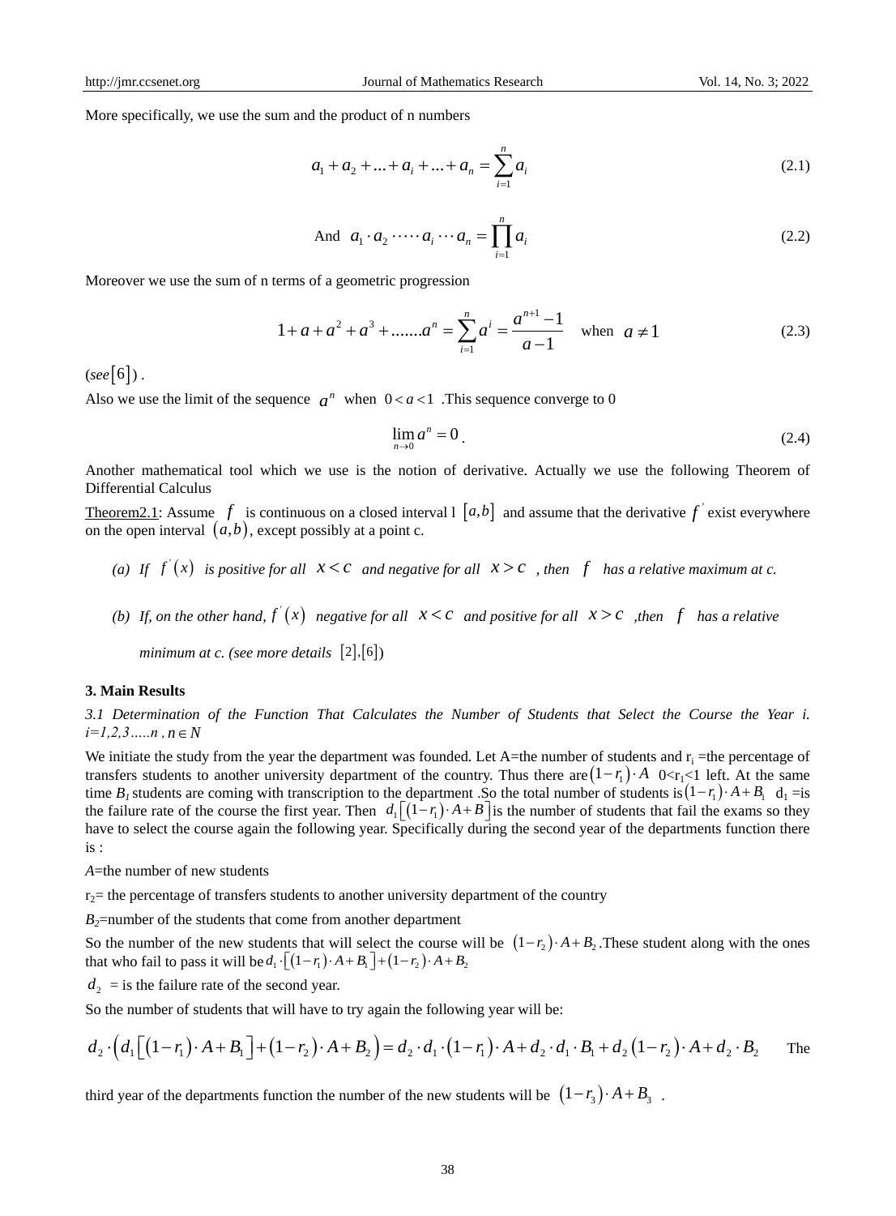More specifically, we use the sum and the product of n numbers

$$a_1 + a_2 + ... + a_i + ... + a_n = \sum_{i=1}^{n} a_i \tag{2.1}$$

$$\text{And } \; a_1 \cdot a_2 \cdot \cdots \cdot a_i \cdots a_n = \prod_{i=1}^{n} a_i \tag{2.2}$$

Moreover we use the sum of n terms of a geometric progression

$$1 + a + a^2 + a^3 + .......a^n = \sum_{i=1}^{n} a^i = \frac{a^{n+1} - 1}{a - 1} \quad \text{when } \; a \neq 1 \tag{2.3}$$

(*see* $[6]$) .

Also we use the limit of the sequence $a^n$ when $0 < a < 1$ .This sequence converge to 0

$$\lim_{n \to 0} a^n = 0 \,. \tag{2.4}$$

Another mathematical tool which we use is the notion of derivative. Actually we use the following Theorem of Differential Calculus

Theorem2.1: Assume $f$ is continuous on a closed interval l $[a,b]$ and assume that the derivative $f'$ exist everywhere on the open interval $(a,b)$, except possibly at a point c.

(a) *If* $f'(x)$ *is positive for all* $x < c$ *and negative for all* $x > c$ *, then* $f$ *has a relative maximum at c.*

(b) *If, on the other hand,* $f'(x)$ *negative for all* $x < c$ *and positive for all* $x > c$ *,then* $f$ *has a relative minimum at c. (see more details* $[2],[6]$)

## 3. Main Results

*3.1 Determination of the Function That Calculates the Number of Students that Select the Course the Year i. i=1,2,3…..n ,* $n \in N$

We initiate the study from the year the department was founded. Let A=the number of students and $r_i$ =the percentage of transfers students to another university department of the country. Thus there are $(1-r_1) \cdot A$ $0<r_1<1$ left. At the same time $B_1$ students are coming with transcription to the department .So the total number of students is $(1-r_1) \cdot A + B_1$ $d_1$ =is the failure rate of the course the first year. Then $d_1 \left[ (1-r_1) \cdot A + B \right]$ is the number of students that fail the exams so they have to select the course again the following year. Specifically during the second year of the departments function there is :

*A*=the number of new students

$r_2$= the percentage of transfers students to another university department of the country

$B_2$=number of the students that come from another department

So the number of the new students that will select the course will be $(1-r_2) \cdot A + B_2$ .These student along with the ones that who fail to pass it will be $d_1 \cdot \left[ (1-r_1) \cdot A + B_1 \right] + (1-r_2) \cdot A + B_2$

$d_2$ = is the failure rate of the second year.

So the number of students that will have to try again the following year will be:

$$d_2 \cdot \left( d_1 \left[ (1-r_1) \cdot A + B_1 \right] + (1-r_2) \cdot A + B_2 \right) = d_2 \cdot d_1 \cdot (1-r_1) \cdot A + d_2 \cdot d_1 \cdot B_1 + d_2 (1-r_2) \cdot A + d_2 \cdot B_2$$

The third year of the departments function the number of the new students will be $(1-r_3) \cdot A + B_3$ .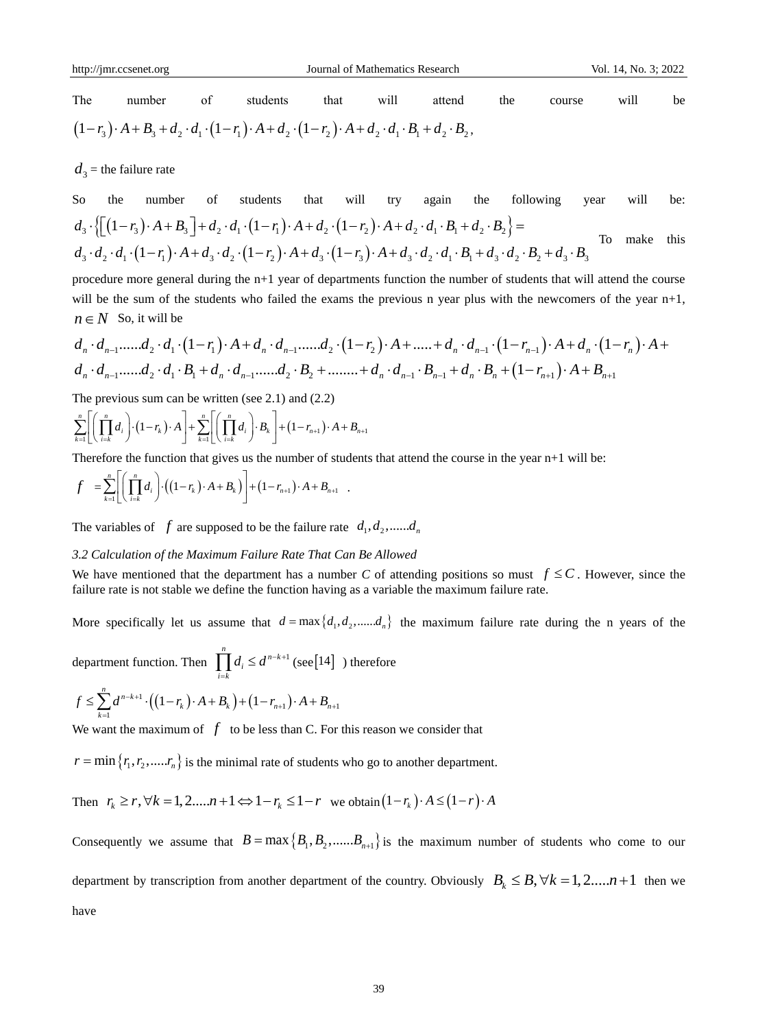The number of students that will attend the course will be $\left(1-r_3\right)\cdot A+B_3+d_2\cdot d_1\cdot\left(1-r_1\right)\cdot A+d_2\cdot\left(1-r_2\right)\cdot A+d_2\cdot d_1\cdot B_1+d_2\cdot B_2$,

$d_3$ = the failure rate

So the number of students that will try again the following year will be:

$$d_3\cdot\left\{\left[\left(1-r_3\right)\cdot A+B_3\right]+d_2\cdot d_1\cdot\left(1-r_1\right)\cdot A+d_2\cdot\left(1-r_2\right)\cdot A+d_2\cdot d_1\cdot B_1+d_2\cdot B_2\right\}=$$
$$d_3\cdot d_2\cdot d_1\cdot\left(1-r_1\right)\cdot A+d_3\cdot d_2\cdot\left(1-r_2\right)\cdot A+d_3\cdot\left(1-r_3\right)\cdot A+d_3\cdot d_2\cdot d_1\cdot B_1+d_3\cdot d_2\cdot B_2+d_3\cdot B_3$$

To make this procedure more general during the n+1 year of departments function the number of students that will attend the course will be the sum of the students who failed the exams the previous n year plus with the newcomers of the year n+1, $n\in N$ So, it will be

$$d_n\cdot d_{n-1}......d_2\cdot d_1\cdot\left(1-r_1\right)\cdot A+d_n\cdot d_{n-1}......d_2\cdot\left(1-r_2\right)\cdot A+.....+d_n\cdot d_{n-1}\cdot\left(1-r_{n-1}\right)\cdot A+d_n\cdot\left(1-r_n\right)\cdot A+$$
$$d_n\cdot d_{n-1}......d_2\cdot d_1\cdot B_1+d_n\cdot d_{n-1}......d_2\cdot B_2+........+d_n\cdot d_{n-1}\cdot B_{n-1}+d_n\cdot B_n+\left(1-r_{n+1}\right)\cdot A+B_{n+1}$$

The previous sum can be written (see 2.1) and (2.2)

$$\sum_{k=1}^{n}\left[\left(\prod_{i=k}^{n}d_i\right)\cdot\left(1-r_k\right)\cdot A\right]+\sum_{k=1}^{n}\left[\left(\prod_{i=k}^{n}d_i\right)\cdot B_k\right]+\left(1-r_{n+1}\right)\cdot A+B_{n+1}$$

Therefore the function that gives us the number of students that attend the course in the year n+1 will be:

$$f=\sum_{k=1}^{n}\left[\left(\prod_{i=k}^{n}d_i\right)\cdot\left(\left(1-r_k\right)\cdot A+B_k\right)\right]+\left(1-r_{n+1}\right)\cdot A+B_{n+1}\quad.$$

The variables of $f$ are supposed to be the failure rate $d_1,d_2,......d_n$

### 3.2 Calculation of the Maximum Failure Rate That Can Be Allowed

We have mentioned that the department has a number $C$ of attending positions so must $f\leq C$. However, since the failure rate is not stable we define the function having as a variable the maximum failure rate.

More specifically let us assume that $d=\max\left\{d_1,d_2,......d_n\right\}$ the maximum failure rate during the n years of the department function. Then $\prod_{i=k}^{n}d_i\leq d^{n-k+1}$ (see[14] ) therefore

$$f\leq\sum_{k=1}^{n}d^{n-k+1}\cdot\left(\left(1-r_k\right)\cdot A+B_k\right)+\left(1-r_{n+1}\right)\cdot A+B_{n+1}$$

We want the maximum of $f$ to be less than C. For this reason we consider that

$r=\min\left\{r_1,r_2,.....r_n\right\}$ is the minimal rate of students who go to another department.

Then $r_k\geq r,\forall k=1,2.....n+1\Leftrightarrow 1-r_k\leq 1-r$ we obtain $\left(1-r_k\right)\cdot A\leq\left(1-r\right)\cdot A$

Consequently we assume that $B=\max\left\{B_1,B_2,......B_{n+1}\right\}$ is the maximum number of students who come to our department by transcription from another department of the country. Obviously $B_k\leq B,\forall k=1,2.....n+1$ then we have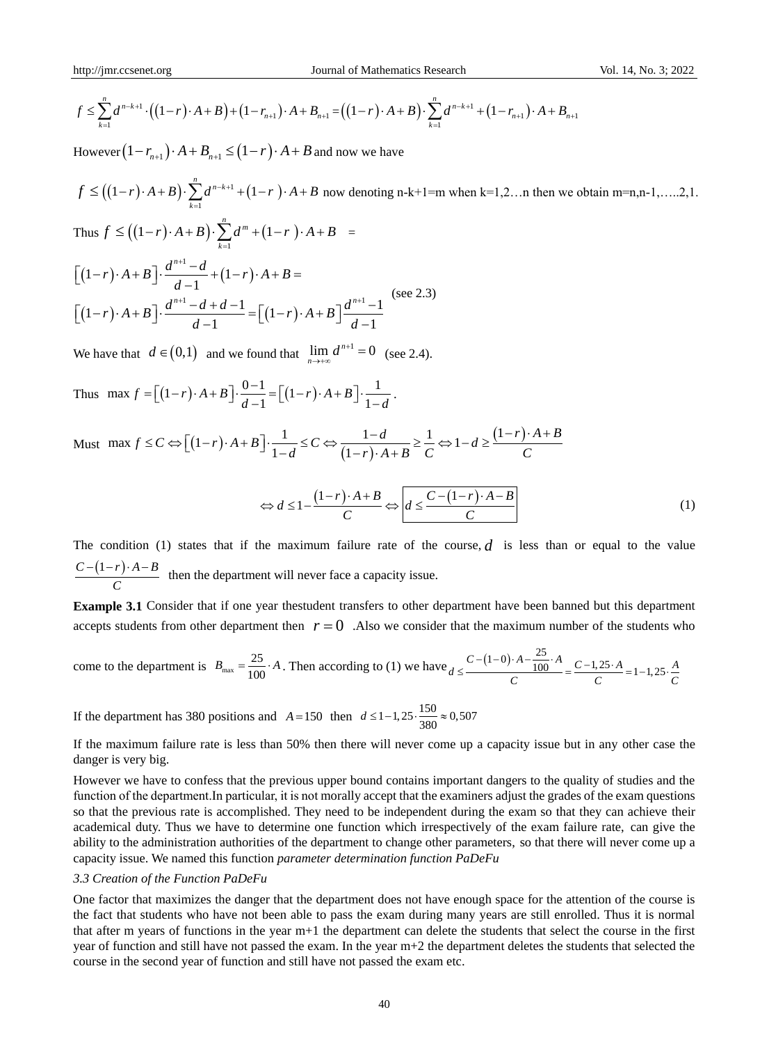$$f \le \sum_{k=1}^{n} d^{n-k+1} \cdot \left( (1-r) \cdot A + B \right) + (1-r_{n+1}) \cdot A + B_{n+1} = \left( (1-r) \cdot A + B \right) \cdot \sum_{k=1}^{n} d^{n-k+1} + (1-r_{n+1}) \cdot A + B_{n+1}$$

However $(1-r_{n+1}) \cdot A + B_{n+1} \le (1-r) \cdot A + B$ and now we have

$f \le \left( (1-r) \cdot A + B \right) \cdot \sum_{k=1}^{n} d^{n-k+1} + (1-r) \cdot A + B$ now denoting n-k+1=m when k=1,2…n then we obtain m=n,n-1,…..2,1.

Thus $f \le \left( (1-r) \cdot A + B \right) \cdot \sum_{k=1}^{n} d^{m} + (1-r) \cdot A + B$ =

$$\left[ (1-r) \cdot A + B \right] \cdot \frac{d^{n+1} - d}{d-1} + (1-r) \cdot A + B =$$

$$\left[ (1-r) \cdot A + B \right] \cdot \frac{d^{n+1} - d + d - 1}{d-1} = \left[ (1-r) \cdot A + B \right] \frac{d^{n+1} - 1}{d-1} \quad \text{(see 2.3)}$$

We have that $d \in (0,1)$ and we found that $\lim_{n \to +\infty} d^{n+1} = 0$ (see 2.4).

Thus $\max f = \left[ (1-r) \cdot A + B \right] \cdot \frac{0-1}{d-1} = \left[ (1-r) \cdot A + B \right] \cdot \frac{1}{1-d}$.

Must $\max f \le C \Leftrightarrow \left[ (1-r) \cdot A + B \right] \cdot \frac{1}{1-d} \le C \Leftrightarrow \frac{1-d}{(1-r) \cdot A + B} \ge \frac{1}{C} \Leftrightarrow 1-d \ge \frac{(1-r) \cdot A + B}{C}$

$$\Leftrightarrow d \le 1 - \frac{(1-r) \cdot A + B}{C} \Leftrightarrow \boxed{d \le \frac{C - (1-r) \cdot A - B}{C}} \tag{1}$$

The condition (1) states that if the maximum failure rate of the course, $d$ is less than or equal to the value $\frac{C - (1-r) \cdot A - B}{C}$ then the department will never face a capacity issue.

**Example 3.1** Consider that if one year thestudent transfers to other department have been banned but this department accepts students from other department then $r = 0$ .Also we consider that the maximum number of the students who come to the department is $B_{\max} = \frac{25}{100} \cdot A$. Then according to (1) we have $d \le \frac{C - (1-0) \cdot A - \frac{25}{100} \cdot A}{C} = \frac{C - 1{,}25 \cdot A}{C} = 1 - 1{,}25 \cdot \frac{A}{C}$

If the department has 380 positions and $A = 150$ then $d \le 1 - 1{,}25 \cdot \frac{150}{380} \approx 0{,}507$

If the maximum failure rate is less than 50% then there will never come up a capacity issue but in any other case the danger is very big.

However we have to confess that the previous upper bound contains important dangers to the quality of studies and the function of the department.In particular, it is not morally accept that the examiners adjust the grades of the exam questions so that the previous rate is accomplished. They need to be independent during the exam so that they can achieve their academical duty. Thus we have to determine one function which irrespectively of the exam failure rate, can give the ability to the administration authorities of the department to change other parameters, so that there will never come up a capacity issue. We named this function *parameter determination function PaDeFu*

### *3.3 Creation of the Function PaDeFu*

One factor that maximizes the danger that the department does not have enough space for the attention of the course is the fact that students who have not been able to pass the exam during many years are still enrolled. Thus it is normal that after m years of functions in the year m+1 the department can delete the students that select the course in the first year of function and still have not passed the exam. In the year m+2 the department deletes the students that selected the course in the second year of function and still have not passed the exam etc.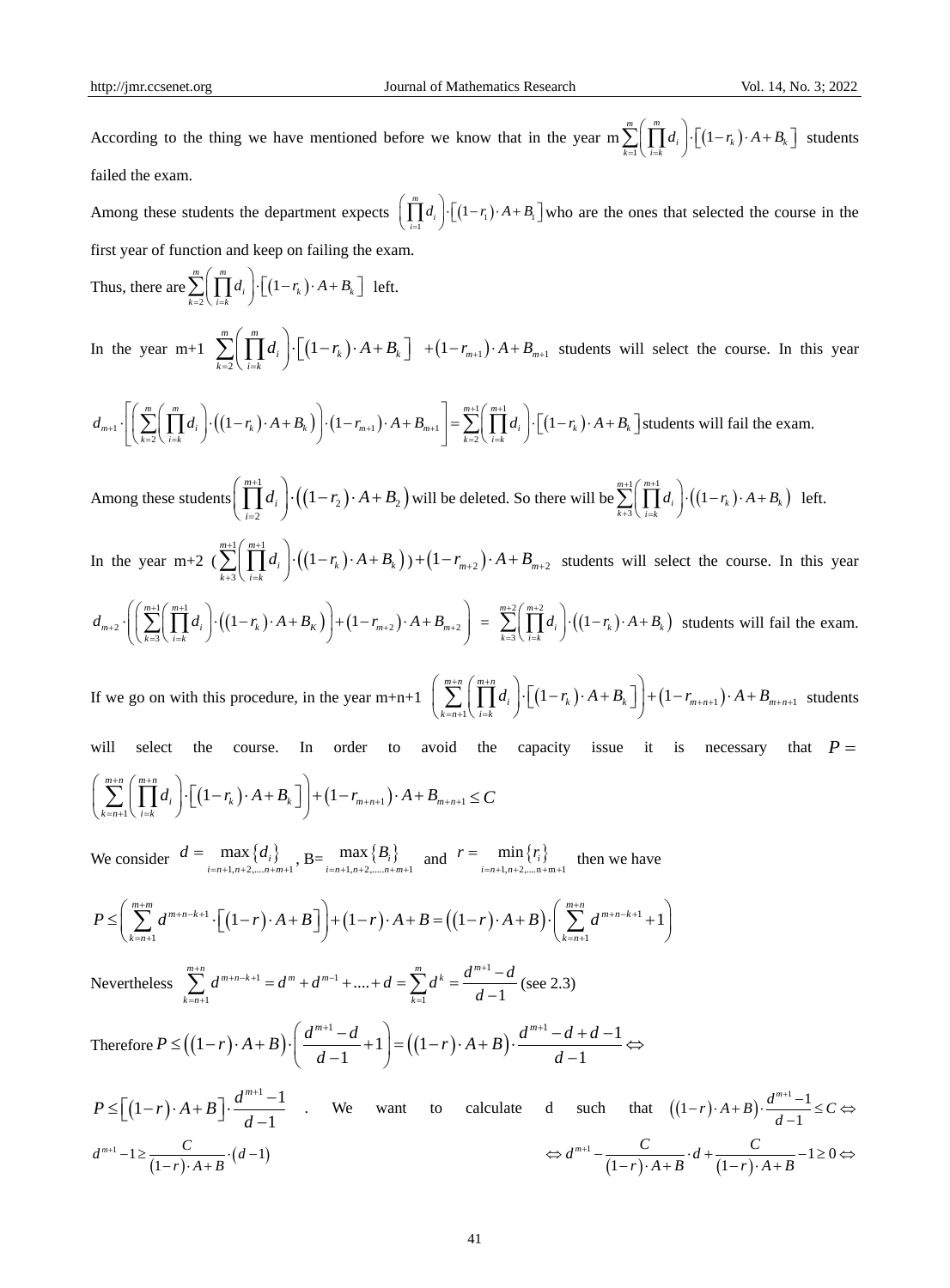According to the thing we have mentioned before we know that in the year m $\sum_{k=1}^{m}\left(\prod_{i=k}^{m} d_i\right)\cdot\left[\left(1-r_k\right)\cdot A+B_k\right]$ students failed the exam.

Among these students the department expects $\left(\prod_{i=1}^{m} d_i\right)\cdot\left[\left(1-r_1\right)\cdot A+B_1\right]$ who are the ones that selected the course in the first year of function and keep on failing the exam.

Thus, there are $\sum_{k=2}^{m}\left(\prod_{i=k}^{m} d_i\right)\cdot\left[\left(1-r_k\right)\cdot A+B_k\right]$ left.

In the year m+1 $\sum_{k=2}^{m}\left(\prod_{i=k}^{m} d_i\right)\cdot\left[\left(1-r_k\right)\cdot A+B_k\right]$ $+\left(1-r_{m+1}\right)\cdot A+B_{m+1}$ students will select the course. In this year

$$d_{m+1}\cdot\left[\left(\sum_{k=2}^{m}\left(\prod_{i=k}^{m} d_i\right)\cdot\left(\left(1-r_k\right)\cdot A+B_k\right)\right)\cdot\left(1-r_{m+1}\right)\cdot A+B_{m+1}\right]=\sum_{k=2}^{m+1}\left(\prod_{i=k}^{m+1} d_i\right)\cdot\left[\left(1-r_k\right)\cdot A+B_k\right]$$ students will fail the exam.

Among these students $\left(\prod_{i=2}^{m+1} d_i\right)\cdot\left(\left(1-r_2\right)\cdot A+B_2\right)$ will be deleted. So there will be $\sum_{k+3}^{m+1}\left(\prod_{i=k}^{m+1} d_i\right)\cdot\left(\left(1-r_k\right)\cdot A+B_k\right)$ left.

In the year m+2 $\left(\sum_{k+3}^{m+1}\left(\prod_{i=k}^{m+1} d_i\right)\cdot\left(\left(1-r_k\right)\cdot A+B_k\right)\right)+\left(1-r_{m+2}\right)\cdot A+B_{m+2}$ students will select the course. In this year

$$d_{m+2}\cdot\left(\left(\sum_{k=3}^{m+1}\left(\prod_{i=k}^{m+1} d_i\right)\cdot\left(\left(1-r_k\right)\cdot A+B_K\right)\right)+\left(1-r_{m+2}\right)\cdot A+B_{m+2}\right) = \sum_{k=3}^{m+2}\left(\prod_{i=k}^{m+2} d_i\right)\cdot\left(\left(1-r_k\right)\cdot A+B_k\right)$$ students will fail the exam.

If we go on with this procedure, in the year m+n+1 $\left(\sum_{k=n+1}^{m+n}\left(\prod_{i=k}^{m+n} d_i\right)\cdot\left[\left(1-r_k\right)\cdot A+B_k\right]\right)+\left(1-r_{m+n+1}\right)\cdot A+B_{m+n+1}$ students will select the course. In order to avoid the capacity issue it is necessary that $P=\left(\sum_{k=n+1}^{m+n}\left(\prod_{i=k}^{m+n} d_i\right)\cdot\left[\left(1-r_k\right)\cdot A+B_k\right]\right)+\left(1-r_{m+n+1}\right)\cdot A+B_{m+n+1}\leq C$

We consider $d=\max_{i=n+1,n+2,\ldots,n+m+1}\{d_i\}$, $B=\max_{i=n+1,n+2,\ldots,n+m+1}\{B_i\}$ and $r=\min_{i=n+1,n+2,\ldots,n+m+1}\{r_i\}$ then we have

$$P\leq\left(\sum_{k=n+1}^{m+m} d^{m+n-k+1}\cdot\left[\left(1-r\right)\cdot A+B\right]\right)+\left(1-r\right)\cdot A+B=\left(\left(1-r\right)\cdot A+B\right)\cdot\left(\sum_{k=n+1}^{m+n} d^{m+n-k+1}+1\right)$$

Nevertheless $\sum_{k=n+1}^{m+n} d^{m+n-k+1}=d^m+d^{m-1}+\ldots+d=\sum_{k=1}^{m} d^k=\frac{d^{m+1}-d}{d-1}$ (see 2.3)

Therefore $P\leq\left(\left(1-r\right)\cdot A+B\right)\cdot\left(\frac{d^{m+1}-d}{d-1}+1\right)=\left(\left(1-r\right)\cdot A+B\right)\cdot\frac{d^{m+1}-d+d-1}{d-1}\Leftrightarrow$

$P\leq\left[\left(1-r\right)\cdot A+B\right]\cdot\frac{d^{m+1}-1}{d-1}$. We want to calculate d such that $\left(\left(1-r\right)\cdot A+B\right)\cdot\frac{d^{m+1}-1}{d-1}\leq C\Leftrightarrow$ $d^{m+1}-1\geq\frac{C}{\left(1-r\right)\cdot A+B}\cdot\left(d-1\right)$ $\Leftrightarrow d^{m+1}-\frac{C}{\left(1-r\right)\cdot A+B}\cdot d+\frac{C}{\left(1-r\right)\cdot A+B}-1\geq 0\Leftrightarrow$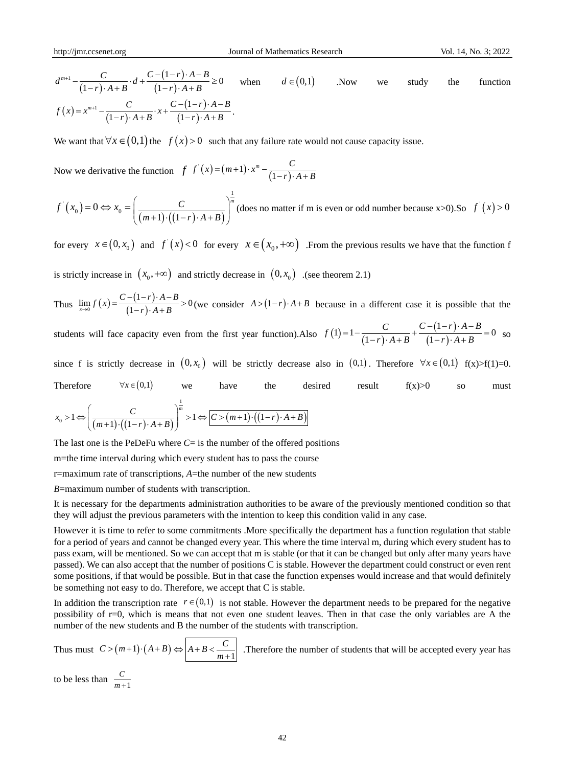$d^{m+1} - \frac{C}{(1-r)\cdot A+B}\cdot d + \frac{C-(1-r)\cdot A-B}{(1-r)\cdot A+B} \geq 0$ when $d \in (0,1)$ .Now we study the function $f(x) = x^{m+1} - \frac{C}{(1-r)\cdot A+B}\cdot x + \frac{C-(1-r)\cdot A-B}{(1-r)\cdot A+B}$.

We want that $\forall x \in (0,1)$ the $f(x) > 0$ such that any failure rate would not cause capacity issue.

Now we derivative the function $f$ $f^{'}(x) = (m+1)\cdot x^m - \frac{C}{(1-r)\cdot A+B}$

$f^{'}(x_0) = 0 \Leftrightarrow x_0 = \left(\frac{C}{(m+1)\cdot((1-r)\cdot A+B)}\right)^{\frac{1}{m}}$ (does no matter if m is even or odd number because x>0).So $f^{'}(x) > 0$ for every $x \in (0, x_0)$ and $f^{'}(x) < 0$ for every $x \in (x_0, +\infty)$ .From the previous results we have that the function f is strictly increase in $(x_0, +\infty)$ and strictly decrease in $(0, x_0)$ .(see theorem 2.1)

Thus $\lim_{x \to 0} f(x) = \frac{C-(1-r)\cdot A-B}{(1-r)\cdot A+B} > 0$ (we consider $A > (1-r)\cdot A + B$ because in a different case it is possible that the students will face capacity even from the first year function).Also $f(1) = 1 - \frac{C}{(1-r)\cdot A+B} + \frac{C-(1-r)\cdot A-B}{(1-r)\cdot A+B} = 0$ so since f is strictly decrease in $(0, x_0)$ will be strictly decrease also in $(0,1)$. Therefore $\forall x \in (0,1)$ f(x)>f(1)=0. Therefore $\forall x \in (0,1)$ we have the desired result f(x)>0 so must

$$x_0 > 1 \Leftrightarrow \left(\frac{C}{(m+1)\cdot((1-r)\cdot A+B)}\right)^{\frac{1}{m}} > 1 \Leftrightarrow \boxed{C > (m+1)\cdot((1-r)\cdot A+B)}$$

The last one is the PeDeFu where *C*= is the number of the offered positions

m=the time interval during which every student has to pass the course

r=maximum rate of transcriptions, *A*=the number of the new students

*B*=maximum number of students with transcription.

It is necessary for the departments administration authorities to be aware of the previously mentioned condition so that they will adjust the previous parameters with the intention to keep this condition valid in any case.

However it is time to refer to some commitments .More specifically the department has a function regulation that stable for a period of years and cannot be changed every year. This where the time interval m, during which every student has to pass exam, will be mentioned. So we can accept that m is stable (or that it can be changed but only after many years have passed). We can also accept that the number of positions C is stable. However the department could construct or even rent some positions, if that would be possible. But in that case the function expenses would increase and that would definitely be something not easy to do. Therefore, we accept that C is stable.

In addition the transcription rate $r \in (0,1)$ is not stable. However the department needs to be prepared for the negative possibility of r=0, which is means that not even one student leaves. Then in that case the only variables are A the number of the new students and B the number of the students with transcription.

Thus must $C > (m+1)\cdot(A+B) \Leftrightarrow \boxed{A+B < \frac{C}{m+1}}$ .Therefore the number of students that will be accepted every year has to be less than $\frac{C}{m+1}$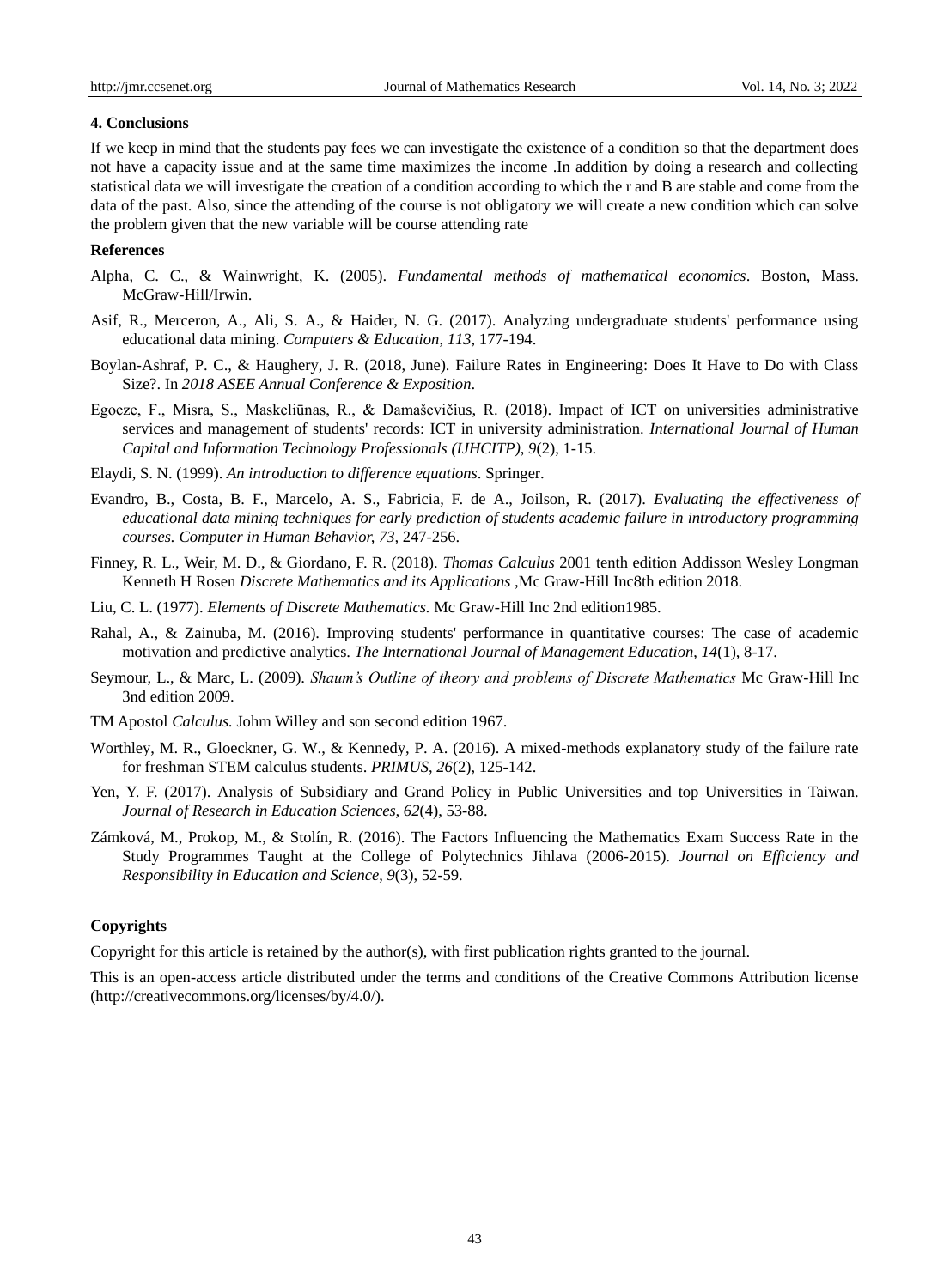## 4. Conclusions

If we keep in mind that the students pay fees we can investigate the existence of a condition so that the department does not have a capacity issue and at the same time maximizes the income .In addition by doing a research and collecting statistical data we will investigate the creation of a condition according to which the r and B are stable and come from the data of the past. Also, since the attending of the course is not obligatory we will create a new condition which can solve the problem given that the new variable will be course attending rate

## References

Alpha, C. C., & Wainwright, K. (2005). *Fundamental methods of mathematical economics*. Boston, Mass. McGraw-Hill/Irwin.

Asif, R., Merceron, A., Ali, S. A., & Haider, N. G. (2017). Analyzing undergraduate students' performance using educational data mining. *Computers & Education*, *113*, 177-194.

Boylan-Ashraf, P. C., & Haughery, J. R. (2018, June). Failure Rates in Engineering: Does It Have to Do with Class Size?. In *2018 ASEE Annual Conference & Exposition*.

Egoeze, F., Misra, S., Maskeliūnas, R., & Damaševičius, R. (2018). Impact of ICT on universities administrative services and management of students' records: ICT in university administration. *International Journal of Human Capital and Information Technology Professionals (IJHCITP)*, *9*(2), 1-15.

Elaydi, S. N. (1999). *An introduction to difference equations*. Springer.

Evandro, B., Costa, B. F., Marcelo, A. S., Fabricia, F. de A., Joilson, R. (2017). *Evaluating the effectiveness of educational data mining techniques for early prediction of students academic failure in introductory programming courses. Computer in Human Behavior, 73*, 247-256.

Finney, R. L., Weir, M. D., & Giordano, F. R. (2018). *Thomas Calculus* 2001 tenth edition Addisson Wesley Longman Kenneth H Rosen *Discrete Mathematics and its Applications* ,Mc Graw-Hill Inc8th edition 2018.

Liu, C. L. (1977). *Elements of Discrete Mathematics.* Mc Graw-Hill Inc 2nd edition1985.

Rahal, A., & Zainuba, M. (2016). Improving students' performance in quantitative courses: The case of academic motivation and predictive analytics. *The International Journal of Management Education*, *14*(1), 8-17.

Seymour, L., & Marc, L. (2009). *Shaum's Outline of theory and problems of Discrete Mathematics* Mc Graw-Hill Inc 3nd edition 2009.

TM Apostol *Calculus.* Johm Willey and son second edition 1967.

Worthley, M. R., Gloeckner, G. W., & Kennedy, P. A. (2016). A mixed-methods explanatory study of the failure rate for freshman STEM calculus students. *PRIMUS*, *26*(2), 125-142.

Yen, Y. F. (2017). Analysis of Subsidiary and Grand Policy in Public Universities and top Universities in Taiwan. *Journal of Research in Education Sciences, 62*(4), 53-88.

Zámková, M., Prokop, M., & Stolín, R. (2016). The Factors Influencing the Mathematics Exam Success Rate in the Study Programmes Taught at the College of Polytechnics Jihlava (2006-2015). *Journal on Efficiency and Responsibility in Education and Science*, *9*(3), 52-59.

## Copyrights

Copyright for this article is retained by the author(s), with first publication rights granted to the journal.

This is an open-access article distributed under the terms and conditions of the Creative Commons Attribution license (http://creativecommons.org/licenses/by/4.0/).